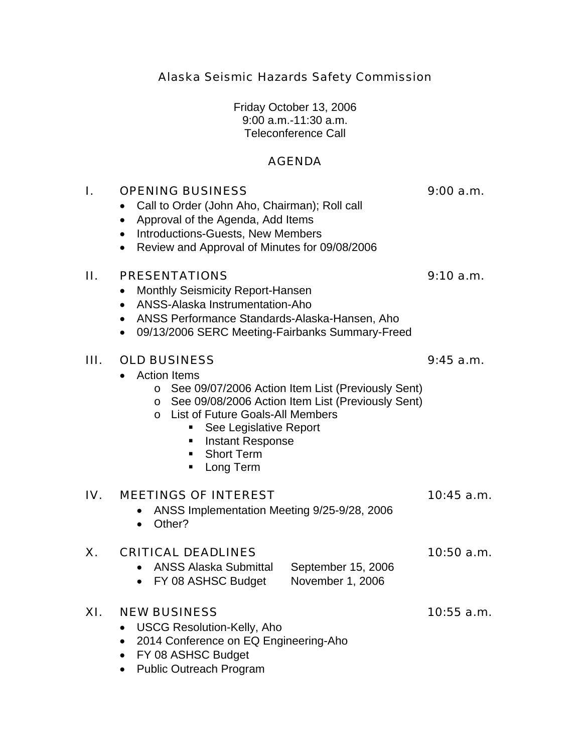# Alaska Seismic Hazards Safety Commission

Friday October 13, 2006
9:00 a.m.-11:30 a.m.
Teleconference Call

## AGENDA

## I. OPENING BUSINESS — 9:00 a.m.

- Call to Order (John Aho, Chairman); Roll call
- Approval of the Agenda, Add Items
- Introductions-Guests, New Members
- Review and Approval of Minutes for 09/08/2006

## II. PRESENTATIONS — 9:10 a.m.

- Monthly Seismicity Report-Hansen
- ANSS-Alaska Instrumentation-Aho
- ANSS Performance Standards-Alaska-Hansen, Aho
- 09/13/2006 SERC Meeting-Fairbanks Summary-Freed

## III. OLD BUSINESS — 9:45 a.m.

- Action Items
    - See 09/07/2006 Action Item List (Previously Sent)
    - See 09/08/2006 Action Item List (Previously Sent)
    - List of Future Goals-All Members
        - See Legislative Report
        - Instant Response
        - Short Term
        - Long Term

## IV. MEETINGS OF INTEREST — 10:45 a.m.

- ANSS Implementation Meeting 9/25-9/28, 2006
- Other?

## X. CRITICAL DEADLINES — 10:50 a.m.

- ANSS Alaska Submittal — September 15, 2006
- FY 08 ASHSC Budget — November 1, 2006

## XI. NEW BUSINESS — 10:55 a.m.

- USCG Resolution-Kelly, Aho
- 2014 Conference on EQ Engineering-Aho
- FY 08 ASHSC Budget
- Public Outreach Program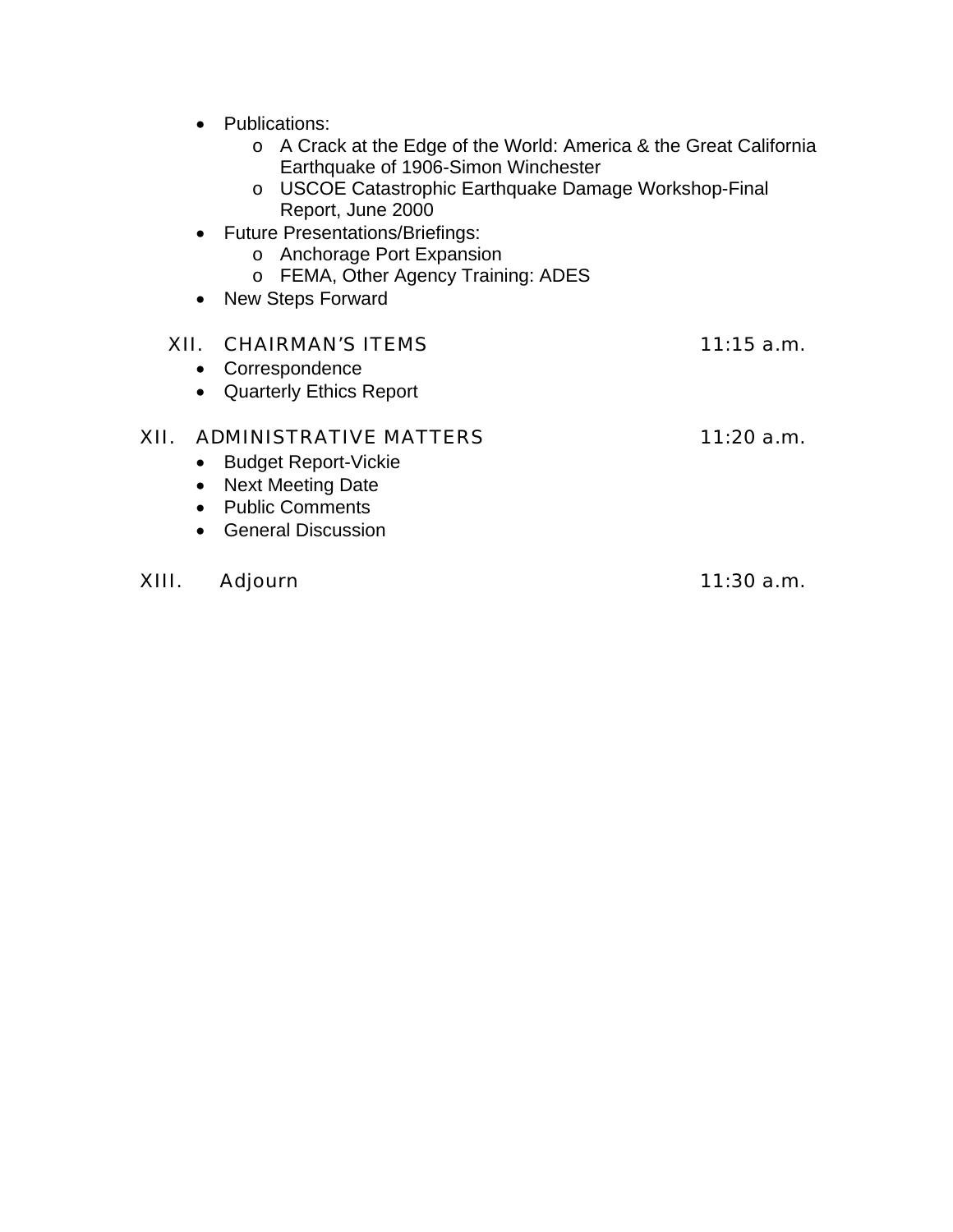- Publications:
  - A Crack at the Edge of the World: America & the Great California Earthquake of 1906-Simon Winchester
  - USCOE Catastrophic Earthquake Damage Workshop-Final Report, June 2000
- Future Presentations/Briefings:
  - Anchorage Port Expansion
  - FEMA, Other Agency Training: ADES
- New Steps Forward

XII. CHAIRMAN'S ITEMS 11:15 a.m.

- Correspondence
- Quarterly Ethics Report

XII. ADMINISTRATIVE MATTERS 11:20 a.m.

- Budget Report-Vickie
- Next Meeting Date
- Public Comments
- General Discussion

XIII. Adjourn 11:30 a.m.